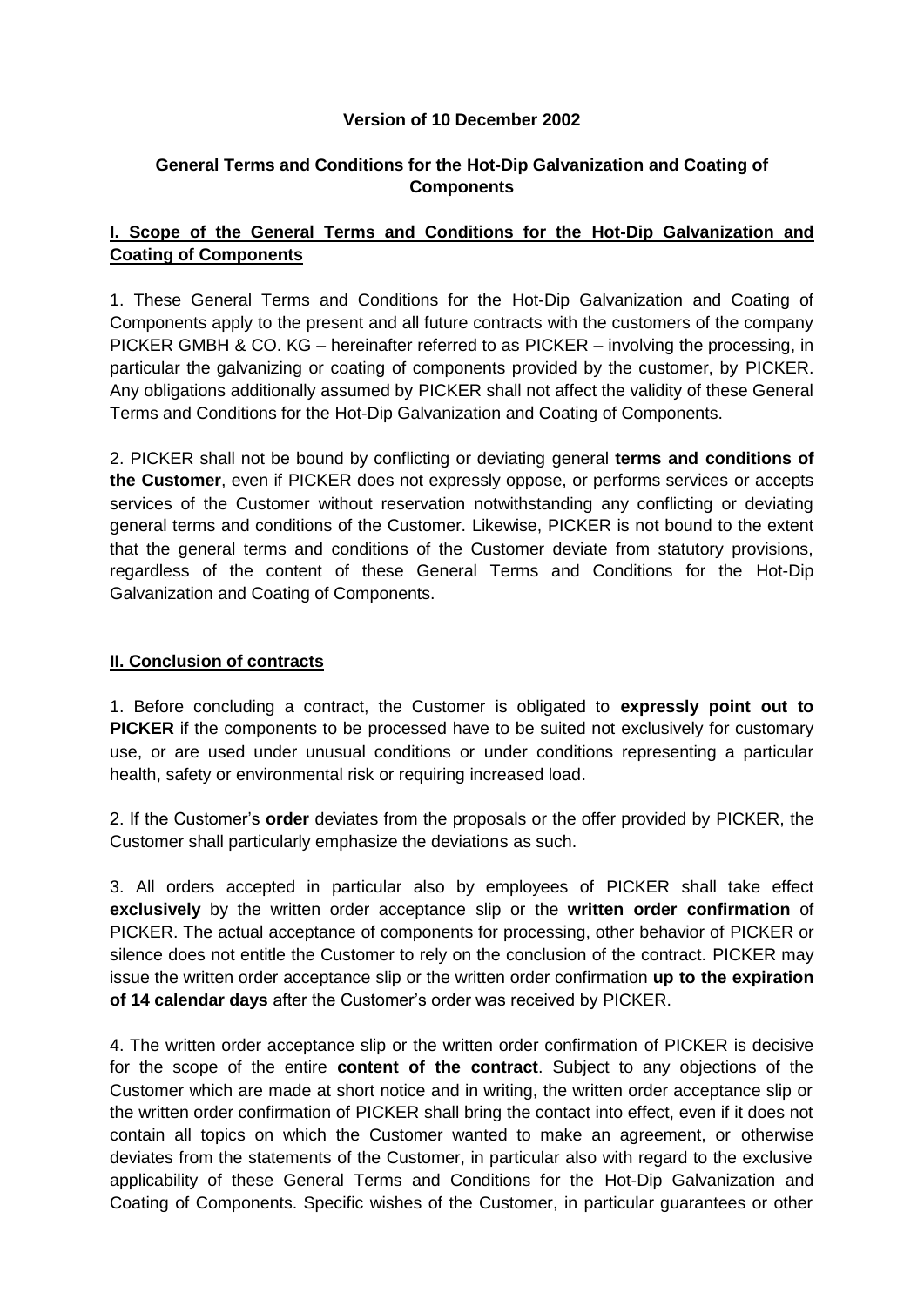**Version of 10 December 2002**

## General Terms and Conditions for the Hot-Dip Galvanization and Coating of Components

### I. Scope of the General Terms and Conditions for the Hot-Dip Galvanization and Coating of Components

1. These General Terms and Conditions for the Hot-Dip Galvanization and Coating of Components apply to the present and all future contracts with the customers of the company PICKER GMBH & CO. KG – hereinafter referred to as PICKER – involving the processing, in particular the galvanizing or coating of components provided by the customer, by PICKER. Any obligations additionally assumed by PICKER shall not affect the validity of these General Terms and Conditions for the Hot-Dip Galvanization and Coating of Components.

2. PICKER shall not be bound by conflicting or deviating general **terms and conditions of the Customer**, even if PICKER does not expressly oppose, or performs services or accepts services of the Customer without reservation notwithstanding any conflicting or deviating general terms and conditions of the Customer. Likewise, PICKER is not bound to the extent that the general terms and conditions of the Customer deviate from statutory provisions, regardless of the content of these General Terms and Conditions for the Hot-Dip Galvanization and Coating of Components.

### II. Conclusion of contracts

1. Before concluding a contract, the Customer is obligated to **expressly point out to PICKER** if the components to be processed have to be suited not exclusively for customary use, or are used under unusual conditions or under conditions representing a particular health, safety or environmental risk or requiring increased load.

2. If the Customer's **order** deviates from the proposals or the offer provided by PICKER, the Customer shall particularly emphasize the deviations as such.

3. All orders accepted in particular also by employees of PICKER shall take effect **exclusively** by the written order acceptance slip or the **written order confirmation** of PICKER. The actual acceptance of components for processing, other behavior of PICKER or silence does not entitle the Customer to rely on the conclusion of the contract. PICKER may issue the written order acceptance slip or the written order confirmation **up to the expiration of 14 calendar days** after the Customer's order was received by PICKER.

4. The written order acceptance slip or the written order confirmation of PICKER is decisive for the scope of the entire **content of the contract**. Subject to any objections of the Customer which are made at short notice and in writing, the written order acceptance slip or the written order confirmation of PICKER shall bring the contact into effect, even if it does not contain all topics on which the Customer wanted to make an agreement, or otherwise deviates from the statements of the Customer, in particular also with regard to the exclusive applicability of these General Terms and Conditions for the Hot-Dip Galvanization and Coating of Components. Specific wishes of the Customer, in particular guarantees or other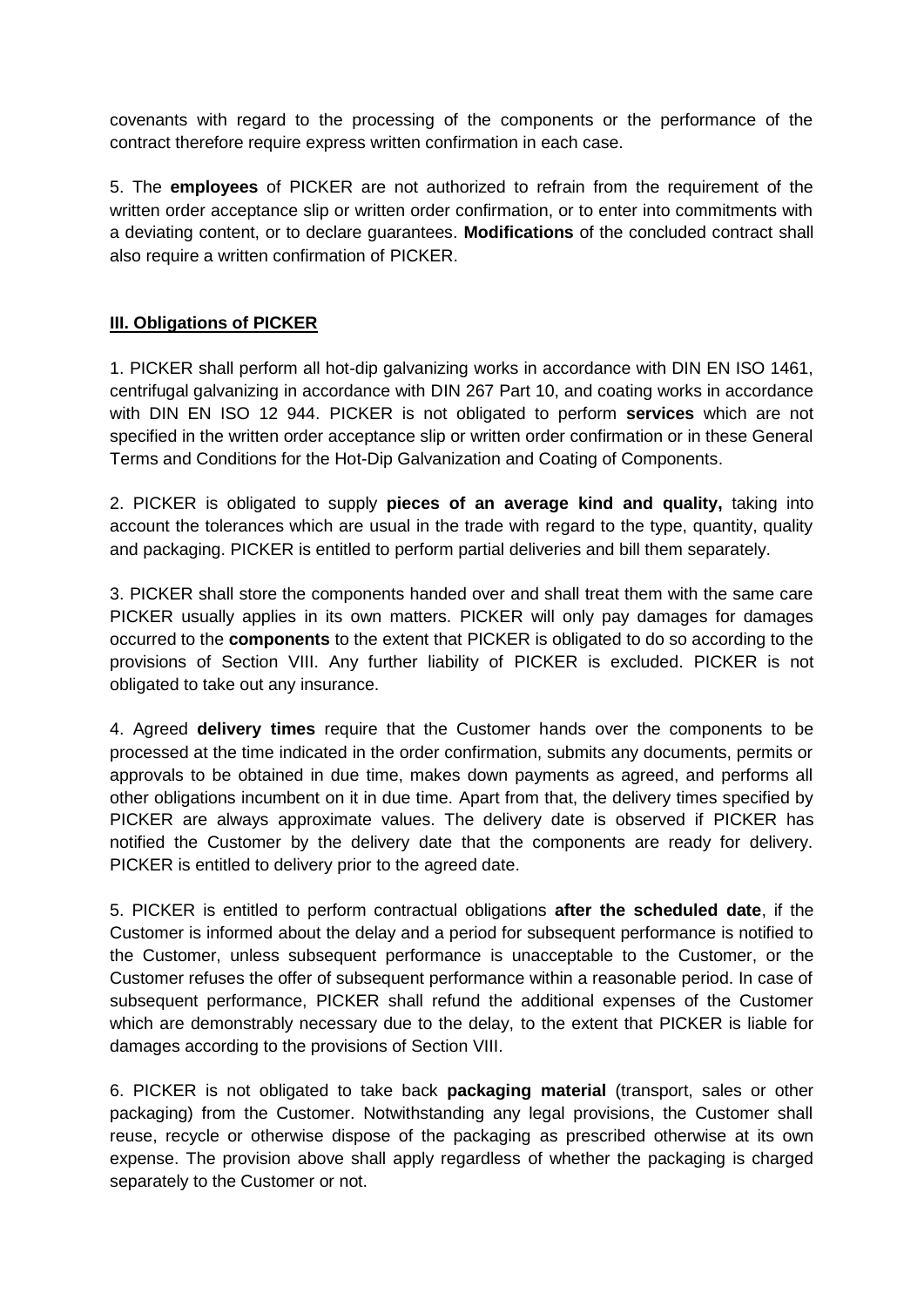covenants with regard to the processing of the components or the performance of the contract therefore require express written confirmation in each case.

5. The **employees** of PICKER are not authorized to refrain from the requirement of the written order acceptance slip or written order confirmation, or to enter into commitments with a deviating content, or to declare guarantees. **Modifications** of the concluded contract shall also require a written confirmation of PICKER.

## III. Obligations of PICKER

1. PICKER shall perform all hot-dip galvanizing works in accordance with DIN EN ISO 1461, centrifugal galvanizing in accordance with DIN 267 Part 10, and coating works in accordance with DIN EN ISO 12 944. PICKER is not obligated to perform **services** which are not specified in the written order acceptance slip or written order confirmation or in these General Terms and Conditions for the Hot-Dip Galvanization and Coating of Components.

2. PICKER is obligated to supply **pieces of an average kind and quality,** taking into account the tolerances which are usual in the trade with regard to the type, quantity, quality and packaging. PICKER is entitled to perform partial deliveries and bill them separately.

3. PICKER shall store the components handed over and shall treat them with the same care PICKER usually applies in its own matters. PICKER will only pay damages for damages occurred to the **components** to the extent that PICKER is obligated to do so according to the provisions of Section VIII. Any further liability of PICKER is excluded. PICKER is not obligated to take out any insurance.

4. Agreed **delivery times** require that the Customer hands over the components to be processed at the time indicated in the order confirmation, submits any documents, permits or approvals to be obtained in due time, makes down payments as agreed, and performs all other obligations incumbent on it in due time. Apart from that, the delivery times specified by PICKER are always approximate values. The delivery date is observed if PICKER has notified the Customer by the delivery date that the components are ready for delivery. PICKER is entitled to delivery prior to the agreed date.

5. PICKER is entitled to perform contractual obligations **after the scheduled date**, if the Customer is informed about the delay and a period for subsequent performance is notified to the Customer, unless subsequent performance is unacceptable to the Customer, or the Customer refuses the offer of subsequent performance within a reasonable period. In case of subsequent performance, PICKER shall refund the additional expenses of the Customer which are demonstrably necessary due to the delay, to the extent that PICKER is liable for damages according to the provisions of Section VIII.

6. PICKER is not obligated to take back **packaging material** (transport, sales or other packaging) from the Customer. Notwithstanding any legal provisions, the Customer shall reuse, recycle or otherwise dispose of the packaging as prescribed otherwise at its own expense. The provision above shall apply regardless of whether the packaging is charged separately to the Customer or not.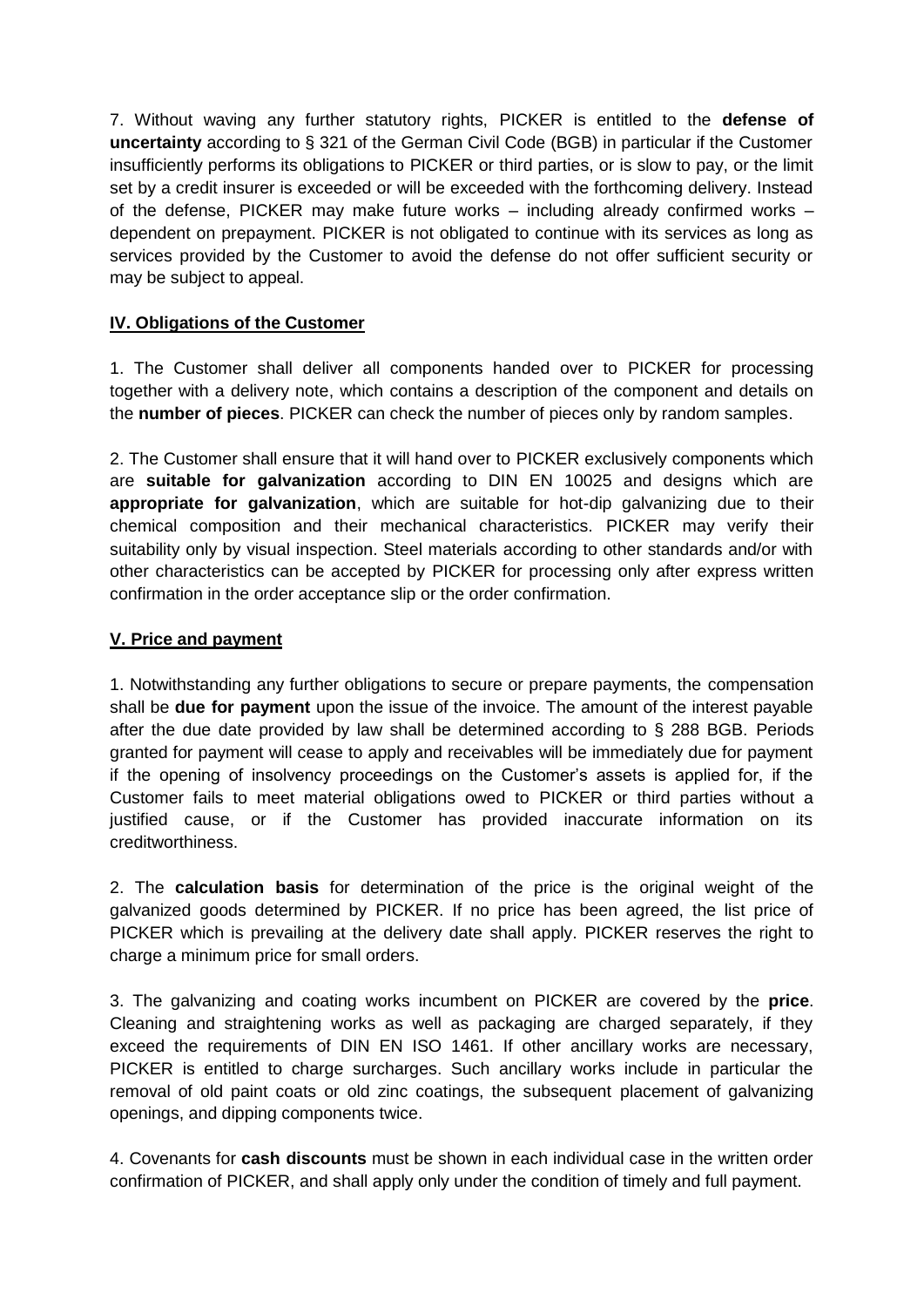7. Without waving any further statutory rights, PICKER is entitled to the **defense of uncertainty** according to § 321 of the German Civil Code (BGB) in particular if the Customer insufficiently performs its obligations to PICKER or third parties, or is slow to pay, or the limit set by a credit insurer is exceeded or will be exceeded with the forthcoming delivery. Instead of the defense, PICKER may make future works – including already confirmed works – dependent on prepayment. PICKER is not obligated to continue with its services as long as services provided by the Customer to avoid the defense do not offer sufficient security or may be subject to appeal.

## IV. Obligations of the Customer

1. The Customer shall deliver all components handed over to PICKER for processing together with a delivery note, which contains a description of the component and details on the **number of pieces**. PICKER can check the number of pieces only by random samples.

2. The Customer shall ensure that it will hand over to PICKER exclusively components which are **suitable for galvanization** according to DIN EN 10025 and designs which are **appropriate for galvanization**, which are suitable for hot-dip galvanizing due to their chemical composition and their mechanical characteristics. PICKER may verify their suitability only by visual inspection. Steel materials according to other standards and/or with other characteristics can be accepted by PICKER for processing only after express written confirmation in the order acceptance slip or the order confirmation.

## V. Price and payment

1. Notwithstanding any further obligations to secure or prepare payments, the compensation shall be **due for payment** upon the issue of the invoice. The amount of the interest payable after the due date provided by law shall be determined according to § 288 BGB. Periods granted for payment will cease to apply and receivables will be immediately due for payment if the opening of insolvency proceedings on the Customer's assets is applied for, if the Customer fails to meet material obligations owed to PICKER or third parties without a justified cause, or if the Customer has provided inaccurate information on its creditworthiness.

2. The **calculation basis** for determination of the price is the original weight of the galvanized goods determined by PICKER. If no price has been agreed, the list price of PICKER which is prevailing at the delivery date shall apply. PICKER reserves the right to charge a minimum price for small orders.

3. The galvanizing and coating works incumbent on PICKER are covered by the **price**. Cleaning and straightening works as well as packaging are charged separately, if they exceed the requirements of DIN EN ISO 1461. If other ancillary works are necessary, PICKER is entitled to charge surcharges. Such ancillary works include in particular the removal of old paint coats or old zinc coatings, the subsequent placement of galvanizing openings, and dipping components twice.

4. Covenants for **cash discounts** must be shown in each individual case in the written order confirmation of PICKER, and shall apply only under the condition of timely and full payment.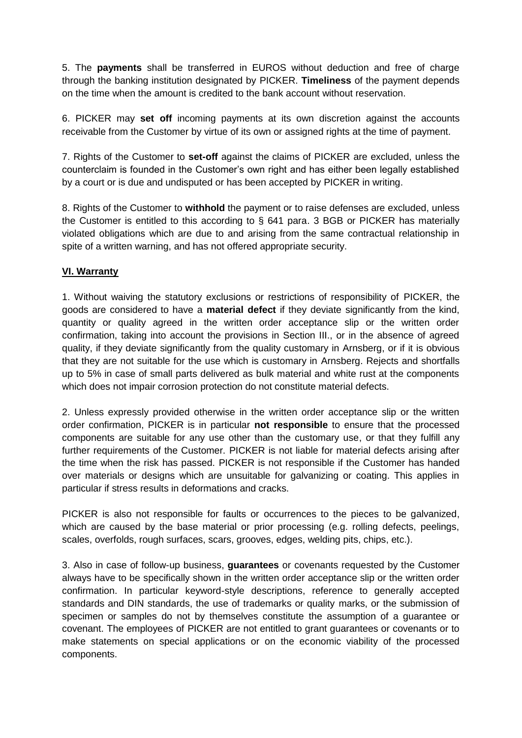5. The **payments** shall be transferred in EUROS without deduction and free of charge through the banking institution designated by PICKER. **Timeliness** of the payment depends on the time when the amount is credited to the bank account without reservation.

6. PICKER may **set off** incoming payments at its own discretion against the accounts receivable from the Customer by virtue of its own or assigned rights at the time of payment.

7. Rights of the Customer to **set-off** against the claims of PICKER are excluded, unless the counterclaim is founded in the Customer's own right and has either been legally established by a court or is due and undisputed or has been accepted by PICKER in writing.

8. Rights of the Customer to **withhold** the payment or to raise defenses are excluded, unless the Customer is entitled to this according to § 641 para. 3 BGB or PICKER has materially violated obligations which are due to and arising from the same contractual relationship in spite of a written warning, and has not offered appropriate security.

## VI. Warranty

1. Without waiving the statutory exclusions or restrictions of responsibility of PICKER, the goods are considered to have a **material defect** if they deviate significantly from the kind, quantity or quality agreed in the written order acceptance slip or the written order confirmation, taking into account the provisions in Section III., or in the absence of agreed quality, if they deviate significantly from the quality customary in Arnsberg, or if it is obvious that they are not suitable for the use which is customary in Arnsberg. Rejects and shortfalls up to 5% in case of small parts delivered as bulk material and white rust at the components which does not impair corrosion protection do not constitute material defects.

2. Unless expressly provided otherwise in the written order acceptance slip or the written order confirmation, PICKER is in particular **not responsible** to ensure that the processed components are suitable for any use other than the customary use, or that they fulfill any further requirements of the Customer. PICKER is not liable for material defects arising after the time when the risk has passed. PICKER is not responsible if the Customer has handed over materials or designs which are unsuitable for galvanizing or coating. This applies in particular if stress results in deformations and cracks.

PICKER is also not responsible for faults or occurrences to the pieces to be galvanized, which are caused by the base material or prior processing (e.g. rolling defects, peelings, scales, overfolds, rough surfaces, scars, grooves, edges, welding pits, chips, etc.).

3. Also in case of follow-up business, **guarantees** or covenants requested by the Customer always have to be specifically shown in the written order acceptance slip or the written order confirmation. In particular keyword-style descriptions, reference to generally accepted standards and DIN standards, the use of trademarks or quality marks, or the submission of specimen or samples do not by themselves constitute the assumption of a guarantee or covenant. The employees of PICKER are not entitled to grant guarantees or covenants or to make statements on special applications or on the economic viability of the processed components.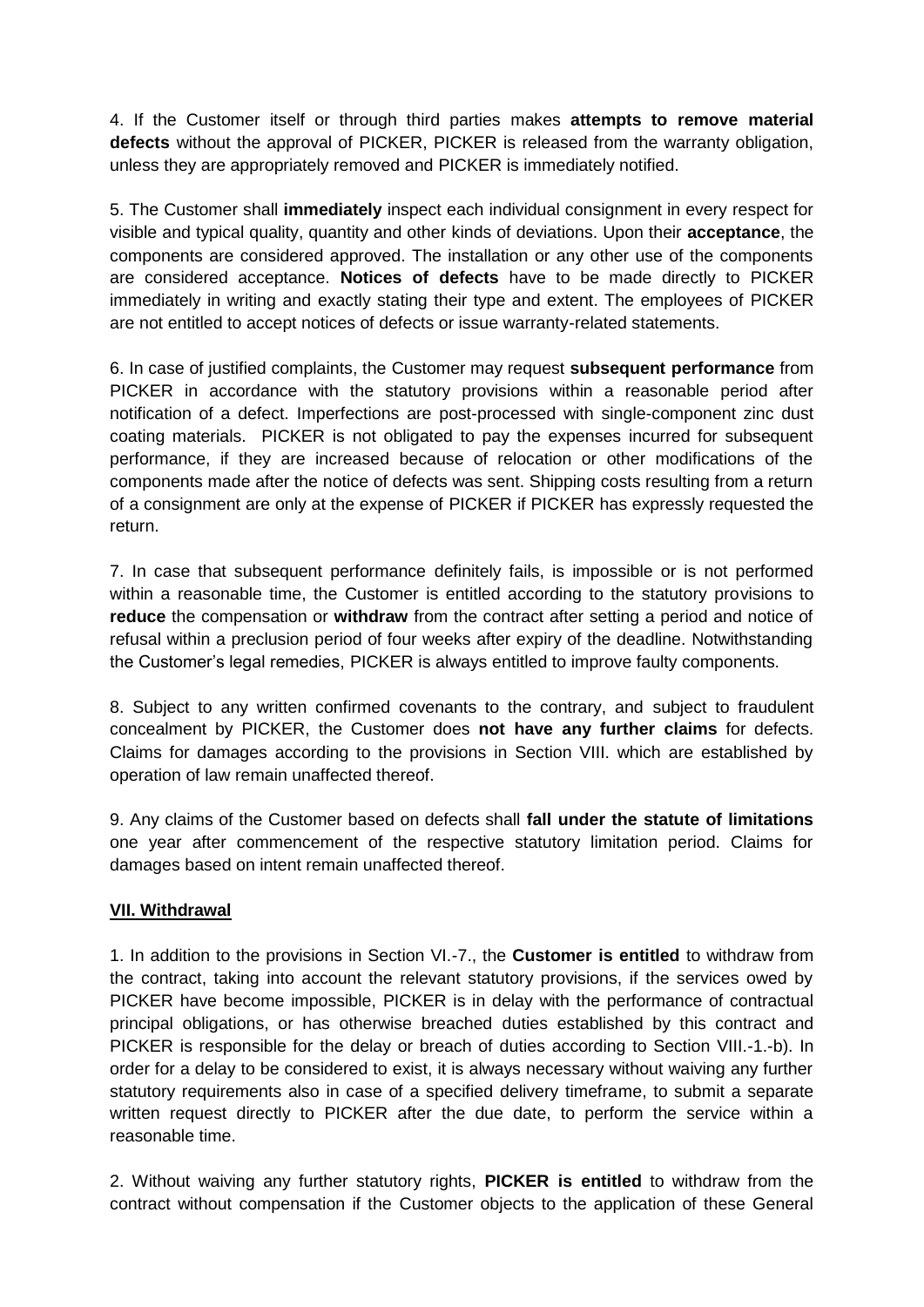4. If the Customer itself or through third parties makes **attempts to remove material defects** without the approval of PICKER, PICKER is released from the warranty obligation, unless they are appropriately removed and PICKER is immediately notified.

5. The Customer shall **immediately** inspect each individual consignment in every respect for visible and typical quality, quantity and other kinds of deviations. Upon their **acceptance**, the components are considered approved. The installation or any other use of the components are considered acceptance. **Notices of defects** have to be made directly to PICKER immediately in writing and exactly stating their type and extent. The employees of PICKER are not entitled to accept notices of defects or issue warranty-related statements.

6. In case of justified complaints, the Customer may request **subsequent performance** from PICKER in accordance with the statutory provisions within a reasonable period after notification of a defect. Imperfections are post-processed with single-component zinc dust coating materials. PICKER is not obligated to pay the expenses incurred for subsequent performance, if they are increased because of relocation or other modifications of the components made after the notice of defects was sent. Shipping costs resulting from a return of a consignment are only at the expense of PICKER if PICKER has expressly requested the return.

7. In case that subsequent performance definitely fails, is impossible or is not performed within a reasonable time, the Customer is entitled according to the statutory provisions to **reduce** the compensation or **withdraw** from the contract after setting a period and notice of refusal within a preclusion period of four weeks after expiry of the deadline. Notwithstanding the Customer's legal remedies, PICKER is always entitled to improve faulty components.

8. Subject to any written confirmed covenants to the contrary, and subject to fraudulent concealment by PICKER, the Customer does **not have any further claims** for defects. Claims for damages according to the provisions in Section VIII. which are established by operation of law remain unaffected thereof.

9. Any claims of the Customer based on defects shall **fall under the statute of limitations** one year after commencement of the respective statutory limitation period. Claims for damages based on intent remain unaffected thereof.

## VII. Withdrawal

1. In addition to the provisions in Section VI.-7., the **Customer is entitled** to withdraw from the contract, taking into account the relevant statutory provisions, if the services owed by PICKER have become impossible, PICKER is in delay with the performance of contractual principal obligations, or has otherwise breached duties established by this contract and PICKER is responsible for the delay or breach of duties according to Section VIII.-1.-b). In order for a delay to be considered to exist, it is always necessary without waiving any further statutory requirements also in case of a specified delivery timeframe, to submit a separate written request directly to PICKER after the due date, to perform the service within a reasonable time.

2. Without waiving any further statutory rights, **PICKER is entitled** to withdraw from the contract without compensation if the Customer objects to the application of these General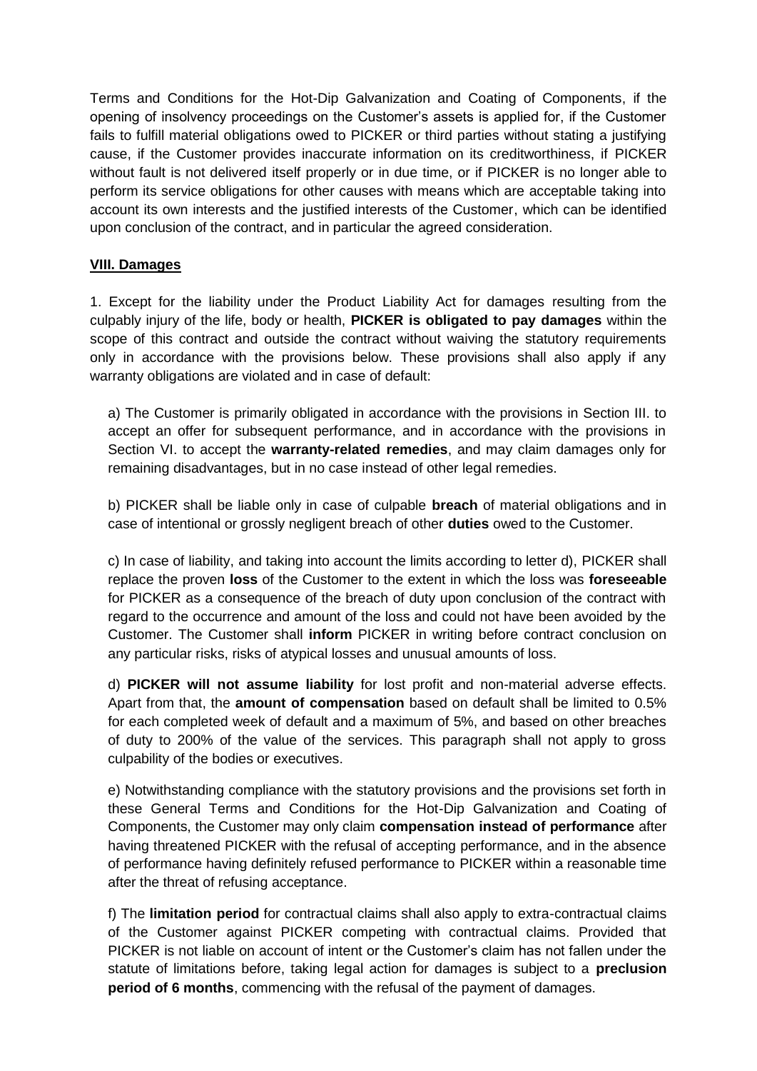Terms and Conditions for the Hot-Dip Galvanization and Coating of Components, if the opening of insolvency proceedings on the Customer's assets is applied for, if the Customer fails to fulfill material obligations owed to PICKER or third parties without stating a justifying cause, if the Customer provides inaccurate information on its creditworthiness, if PICKER without fault is not delivered itself properly or in due time, or if PICKER is no longer able to perform its service obligations for other causes with means which are acceptable taking into account its own interests and the justified interests of the Customer, which can be identified upon conclusion of the contract, and in particular the agreed consideration.

## VIII. Damages

1. Except for the liability under the Product Liability Act for damages resulting from the culpably injury of the life, body or health, **PICKER is obligated to pay damages** within the scope of this contract and outside the contract without waiving the statutory requirements only in accordance with the provisions below. These provisions shall also apply if any warranty obligations are violated and in case of default:

a) The Customer is primarily obligated in accordance with the provisions in Section III. to accept an offer for subsequent performance, and in accordance with the provisions in Section VI. to accept the **warranty-related remedies**, and may claim damages only for remaining disadvantages, but in no case instead of other legal remedies.

b) PICKER shall be liable only in case of culpable **breach** of material obligations and in case of intentional or grossly negligent breach of other **duties** owed to the Customer.

c) In case of liability, and taking into account the limits according to letter d), PICKER shall replace the proven **loss** of the Customer to the extent in which the loss was **foreseeable** for PICKER as a consequence of the breach of duty upon conclusion of the contract with regard to the occurrence and amount of the loss and could not have been avoided by the Customer. The Customer shall **inform** PICKER in writing before contract conclusion on any particular risks, risks of atypical losses and unusual amounts of loss.

d) **PICKER will not assume liability** for lost profit and non-material adverse effects. Apart from that, the **amount of compensation** based on default shall be limited to 0.5% for each completed week of default and a maximum of 5%, and based on other breaches of duty to 200% of the value of the services. This paragraph shall not apply to gross culpability of the bodies or executives.

e) Notwithstanding compliance with the statutory provisions and the provisions set forth in these General Terms and Conditions for the Hot-Dip Galvanization and Coating of Components, the Customer may only claim **compensation instead of performance** after having threatened PICKER with the refusal of accepting performance, and in the absence of performance having definitely refused performance to PICKER within a reasonable time after the threat of refusing acceptance.

f) The **limitation period** for contractual claims shall also apply to extra-contractual claims of the Customer against PICKER competing with contractual claims. Provided that PICKER is not liable on account of intent or the Customer's claim has not fallen under the statute of limitations before, taking legal action for damages is subject to a **preclusion period of 6 months**, commencing with the refusal of the payment of damages.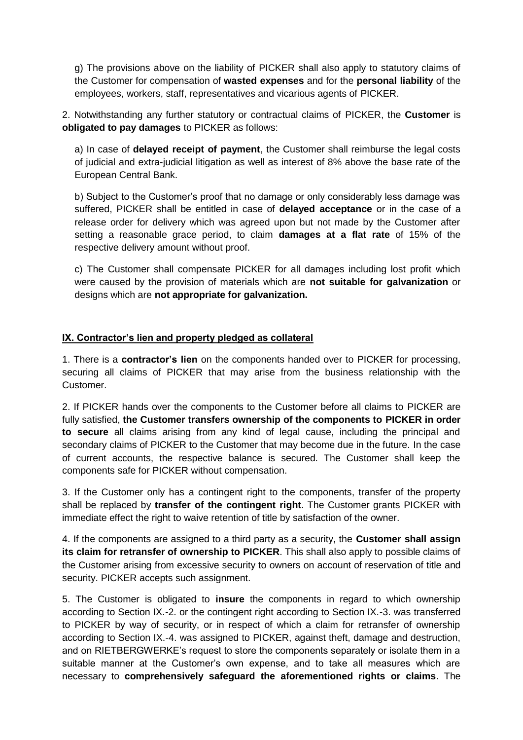g) The provisions above on the liability of PICKER shall also apply to statutory claims of the Customer for compensation of **wasted expenses** and for the **personal liability** of the employees, workers, staff, representatives and vicarious agents of PICKER.

2. Notwithstanding any further statutory or contractual claims of PICKER, the **Customer** is **obligated to pay damages** to PICKER as follows:

a) In case of **delayed receipt of payment**, the Customer shall reimburse the legal costs of judicial and extra-judicial litigation as well as interest of 8% above the base rate of the European Central Bank.

b) Subject to the Customer's proof that no damage or only considerably less damage was suffered, PICKER shall be entitled in case of **delayed acceptance** or in the case of a release order for delivery which was agreed upon but not made by the Customer after setting a reasonable grace period, to claim **damages at a flat rate** of 15% of the respective delivery amount without proof.

c) The Customer shall compensate PICKER for all damages including lost profit which were caused by the provision of materials which are **not suitable for galvanization** or designs which are **not appropriate for galvanization.**

## IX. Contractor's lien and property pledged as collateral

1. There is a **contractor's lien** on the components handed over to PICKER for processing, securing all claims of PICKER that may arise from the business relationship with the Customer.

2. If PICKER hands over the components to the Customer before all claims to PICKER are fully satisfied, **the Customer transfers ownership of the components to PICKER in order to secure** all claims arising from any kind of legal cause, including the principal and secondary claims of PICKER to the Customer that may become due in the future. In the case of current accounts, the respective balance is secured. The Customer shall keep the components safe for PICKER without compensation.

3. If the Customer only has a contingent right to the components, transfer of the property shall be replaced by **transfer of the contingent right**. The Customer grants PICKER with immediate effect the right to waive retention of title by satisfaction of the owner.

4. If the components are assigned to a third party as a security, the **Customer shall assign its claim for retransfer of ownership to PICKER**. This shall also apply to possible claims of the Customer arising from excessive security to owners on account of reservation of title and security. PICKER accepts such assignment.

5. The Customer is obligated to **insure** the components in regard to which ownership according to Section IX.-2. or the contingent right according to Section IX.-3. was transferred to PICKER by way of security, or in respect of which a claim for retransfer of ownership according to Section IX.-4. was assigned to PICKER, against theft, damage and destruction, and on RIETBERGWERKE's request to store the components separately or isolate them in a suitable manner at the Customer's own expense, and to take all measures which are necessary to **comprehensively safeguard the aforementioned rights or claims**. The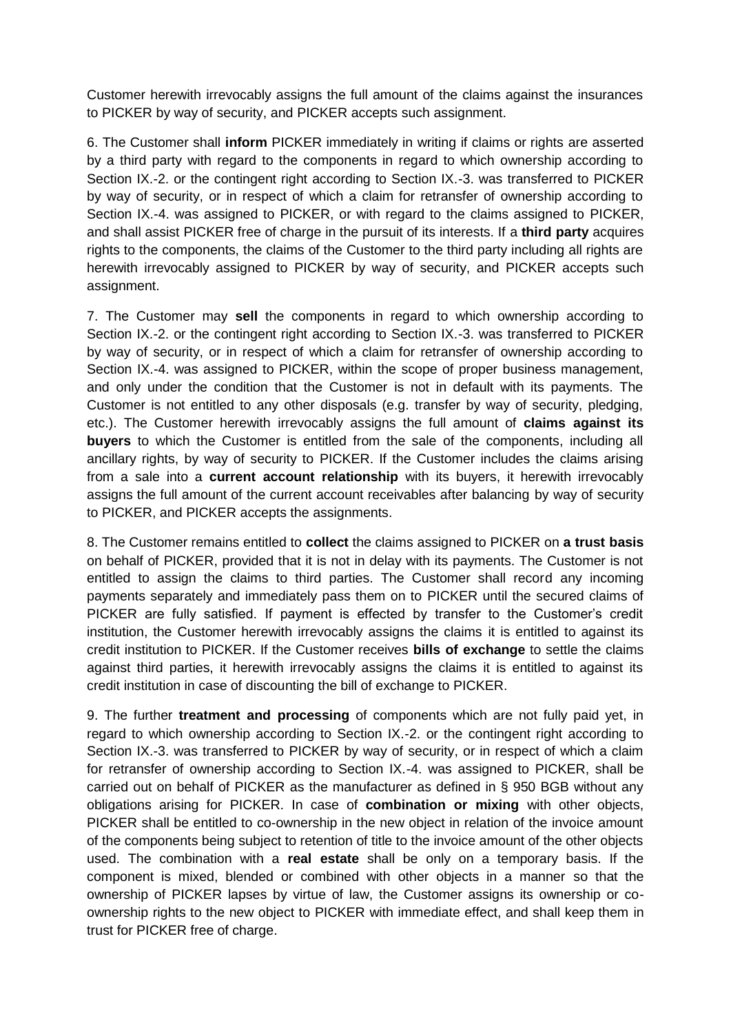Customer herewith irrevocably assigns the full amount of the claims against the insurances to PICKER by way of security, and PICKER accepts such assignment.

6. The Customer shall **inform** PICKER immediately in writing if claims or rights are asserted by a third party with regard to the components in regard to which ownership according to Section IX.-2. or the contingent right according to Section IX.-3. was transferred to PICKER by way of security, or in respect of which a claim for retransfer of ownership according to Section IX.-4. was assigned to PICKER, or with regard to the claims assigned to PICKER, and shall assist PICKER free of charge in the pursuit of its interests. If a **third party** acquires rights to the components, the claims of the Customer to the third party including all rights are herewith irrevocably assigned to PICKER by way of security, and PICKER accepts such assignment.

7. The Customer may **sell** the components in regard to which ownership according to Section IX.-2. or the contingent right according to Section IX.-3. was transferred to PICKER by way of security, or in respect of which a claim for retransfer of ownership according to Section IX.-4. was assigned to PICKER, within the scope of proper business management, and only under the condition that the Customer is not in default with its payments. The Customer is not entitled to any other disposals (e.g. transfer by way of security, pledging, etc.). The Customer herewith irrevocably assigns the full amount of **claims against its buyers** to which the Customer is entitled from the sale of the components, including all ancillary rights, by way of security to PICKER. If the Customer includes the claims arising from a sale into a **current account relationship** with its buyers, it herewith irrevocably assigns the full amount of the current account receivables after balancing by way of security to PICKER, and PICKER accepts the assignments.

8. The Customer remains entitled to **collect** the claims assigned to PICKER on **a trust basis** on behalf of PICKER, provided that it is not in delay with its payments. The Customer is not entitled to assign the claims to third parties. The Customer shall record any incoming payments separately and immediately pass them on to PICKER until the secured claims of PICKER are fully satisfied. If payment is effected by transfer to the Customer's credit institution, the Customer herewith irrevocably assigns the claims it is entitled to against its credit institution to PICKER. If the Customer receives **bills of exchange** to settle the claims against third parties, it herewith irrevocably assigns the claims it is entitled to against its credit institution in case of discounting the bill of exchange to PICKER.

9. The further **treatment and processing** of components which are not fully paid yet, in regard to which ownership according to Section IX.-2. or the contingent right according to Section IX.-3. was transferred to PICKER by way of security, or in respect of which a claim for retransfer of ownership according to Section IX.-4. was assigned to PICKER, shall be carried out on behalf of PICKER as the manufacturer as defined in § 950 BGB without any obligations arising for PICKER. In case of **combination or mixing** with other objects, PICKER shall be entitled to co-ownership in the new object in relation of the invoice amount of the components being subject to retention of title to the invoice amount of the other objects used. The combination with a **real estate** shall be only on a temporary basis. If the component is mixed, blended or combined with other objects in a manner so that the ownership of PICKER lapses by virtue of law, the Customer assigns its ownership or co-ownership rights to the new object to PICKER with immediate effect, and shall keep them in trust for PICKER free of charge.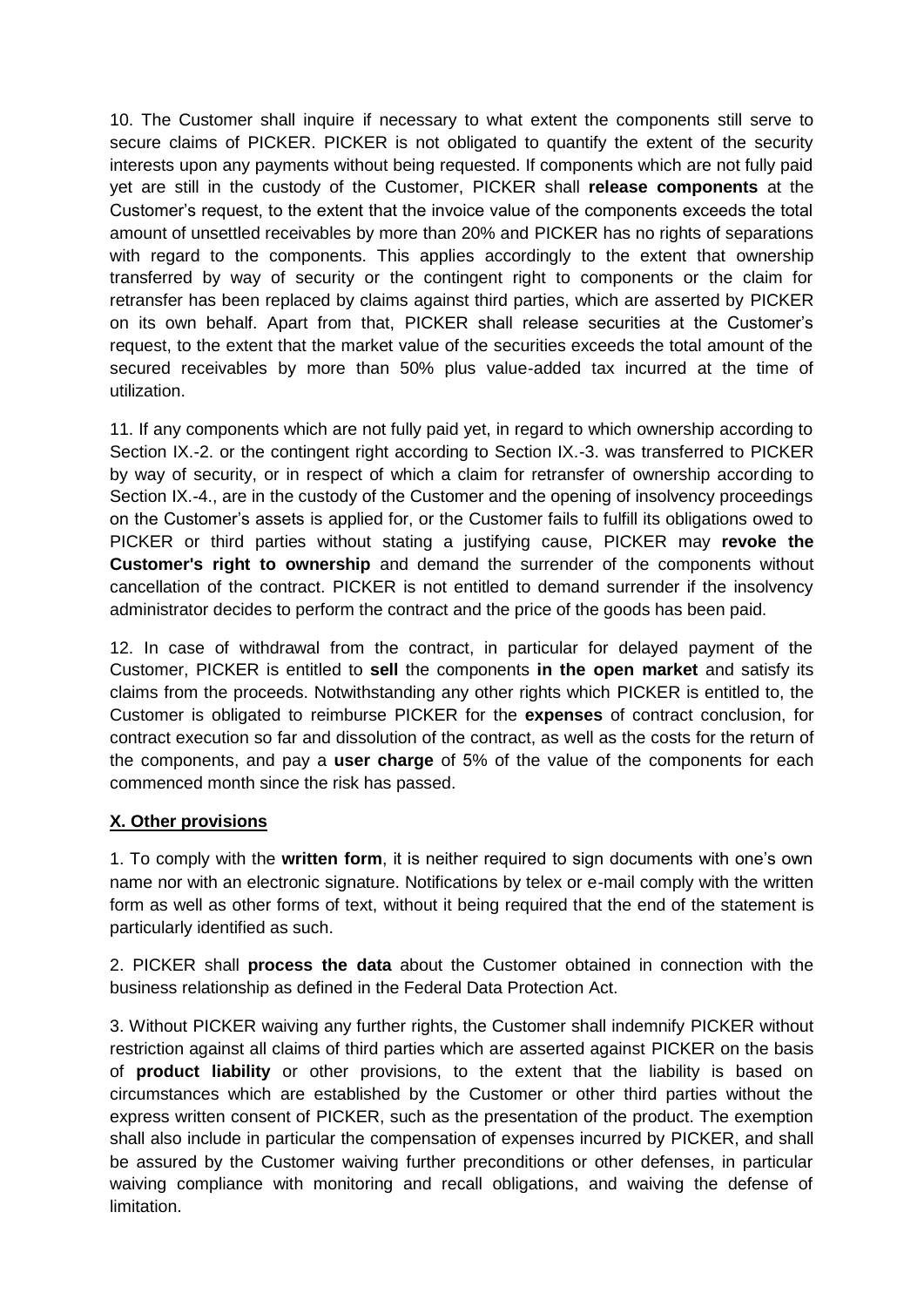10. The Customer shall inquire if necessary to what extent the components still serve to secure claims of PICKER. PICKER is not obligated to quantify the extent of the security interests upon any payments without being requested. If components which are not fully paid yet are still in the custody of the Customer, PICKER shall **release components** at the Customer's request, to the extent that the invoice value of the components exceeds the total amount of unsettled receivables by more than 20% and PICKER has no rights of separations with regard to the components. This applies accordingly to the extent that ownership transferred by way of security or the contingent right to components or the claim for retransfer has been replaced by claims against third parties, which are asserted by PICKER on its own behalf. Apart from that, PICKER shall release securities at the Customer's request, to the extent that the market value of the securities exceeds the total amount of the secured receivables by more than 50% plus value-added tax incurred at the time of utilization.

11. If any components which are not fully paid yet, in regard to which ownership according to Section IX.-2. or the contingent right according to Section IX.-3. was transferred to PICKER by way of security, or in respect of which a claim for retransfer of ownership according to Section IX.-4., are in the custody of the Customer and the opening of insolvency proceedings on the Customer's assets is applied for, or the Customer fails to fulfill its obligations owed to PICKER or third parties without stating a justifying cause, PICKER may **revoke the Customer's right to ownership** and demand the surrender of the components without cancellation of the contract. PICKER is not entitled to demand surrender if the insolvency administrator decides to perform the contract and the price of the goods has been paid.

12. In case of withdrawal from the contract, in particular for delayed payment of the Customer, PICKER is entitled to **sell** the components **in the open market** and satisfy its claims from the proceeds. Notwithstanding any other rights which PICKER is entitled to, the Customer is obligated to reimburse PICKER for the **expenses** of contract conclusion, for contract execution so far and dissolution of the contract, as well as the costs for the return of the components, and pay a **user charge** of 5% of the value of the components for each commenced month since the risk has passed.

## X. Other provisions

1. To comply with the **written form**, it is neither required to sign documents with one's own name nor with an electronic signature. Notifications by telex or e-mail comply with the written form as well as other forms of text, without it being required that the end of the statement is particularly identified as such.

2. PICKER shall **process the data** about the Customer obtained in connection with the business relationship as defined in the Federal Data Protection Act.

3. Without PICKER waiving any further rights, the Customer shall indemnify PICKER without restriction against all claims of third parties which are asserted against PICKER on the basis of **product liability** or other provisions, to the extent that the liability is based on circumstances which are established by the Customer or other third parties without the express written consent of PICKER, such as the presentation of the product. The exemption shall also include in particular the compensation of expenses incurred by PICKER, and shall be assured by the Customer waiving further preconditions or other defenses, in particular waiving compliance with monitoring and recall obligations, and waiving the defense of limitation.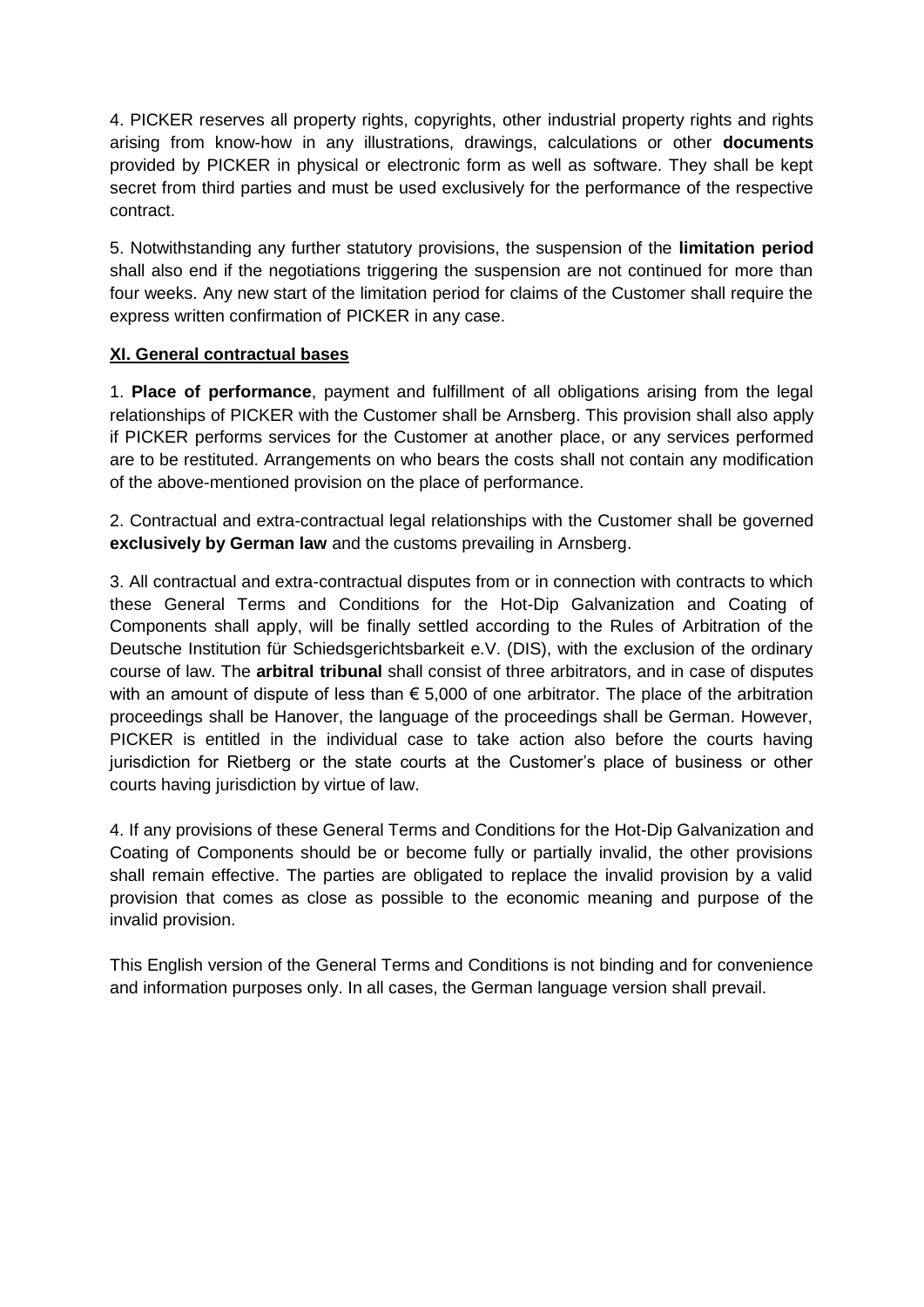4. PICKER reserves all property rights, copyrights, other industrial property rights and rights arising from know-how in any illustrations, drawings, calculations or other **documents** provided by PICKER in physical or electronic form as well as software. They shall be kept secret from third parties and must be used exclusively for the performance of the respective contract.

5. Notwithstanding any further statutory provisions, the suspension of the **limitation period** shall also end if the negotiations triggering the suspension are not continued for more than four weeks. Any new start of the limitation period for claims of the Customer shall require the express written confirmation of PICKER in any case.

## XI. General contractual bases

1. **Place of performance**, payment and fulfillment of all obligations arising from the legal relationships of PICKER with the Customer shall be Arnsberg. This provision shall also apply if PICKER performs services for the Customer at another place, or any services performed are to be restituted. Arrangements on who bears the costs shall not contain any modification of the above-mentioned provision on the place of performance.

2. Contractual and extra-contractual legal relationships with the Customer shall be governed **exclusively by German law** and the customs prevailing in Arnsberg.

3. All contractual and extra-contractual disputes from or in connection with contracts to which these General Terms and Conditions for the Hot-Dip Galvanization and Coating of Components shall apply, will be finally settled according to the Rules of Arbitration of the Deutsche Institution für Schiedsgerichtsbarkeit e.V. (DIS), with the exclusion of the ordinary course of law. The **arbitral tribunal** shall consist of three arbitrators, and in case of disputes with an amount of dispute of less than € 5,000 of one arbitrator. The place of the arbitration proceedings shall be Hanover, the language of the proceedings shall be German. However, PICKER is entitled in the individual case to take action also before the courts having jurisdiction for Rietberg or the state courts at the Customer's place of business or other courts having jurisdiction by virtue of law.

4. If any provisions of these General Terms and Conditions for the Hot-Dip Galvanization and Coating of Components should be or become fully or partially invalid, the other provisions shall remain effective. The parties are obligated to replace the invalid provision by a valid provision that comes as close as possible to the economic meaning and purpose of the invalid provision.

This English version of the General Terms and Conditions is not binding and for convenience and information purposes only. In all cases, the German language version shall prevail.